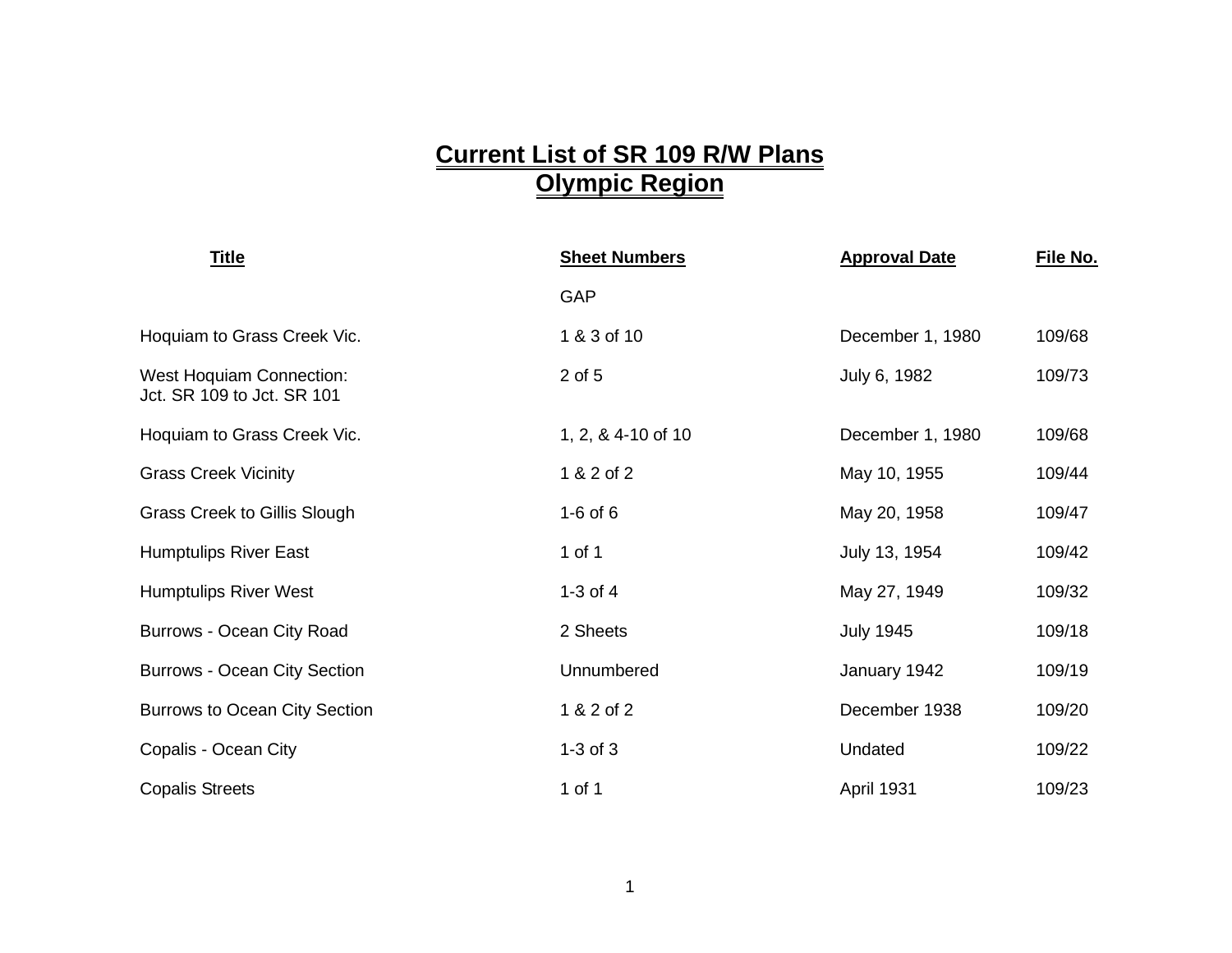# Current List of SR 109 R/W Plans
## Olympic Region

| Title | Sheet Numbers | Approval Date | File No. |
| --- | --- | --- | --- |
| | GAP | | |
| Hoquiam to Grass Creek Vic. | 1 & 3 of 10 | December 1, 1980 | 109/68 |
| West Hoquiam Connection: Jct. SR 109 to Jct. SR 101 | 2 of 5 | July 6, 1982 | 109/73 |
| Hoquiam to Grass Creek Vic. | 1, 2, & 4-10 of 10 | December 1, 1980 | 109/68 |
| Grass Creek Vicinity | 1 & 2 of 2 | May 10, 1955 | 109/44 |
| Grass Creek to Gillis Slough | 1-6 of 6 | May 20, 1958 | 109/47 |
| Humptulips River East | 1 of 1 | July 13, 1954 | 109/42 |
| Humptulips River West | 1-3 of 4 | May 27, 1949 | 109/32 |
| Burrows - Ocean City Road | 2 Sheets | July 1945 | 109/18 |
| Burrows - Ocean City Section | Unnumbered | January 1942 | 109/19 |
| Burrows to Ocean City Section | 1 & 2 of 2 | December 1938 | 109/20 |
| Copalis - Ocean City | 1-3 of 3 | Undated | 109/22 |
| Copalis Streets | 1 of 1 | April 1931 | 109/23 |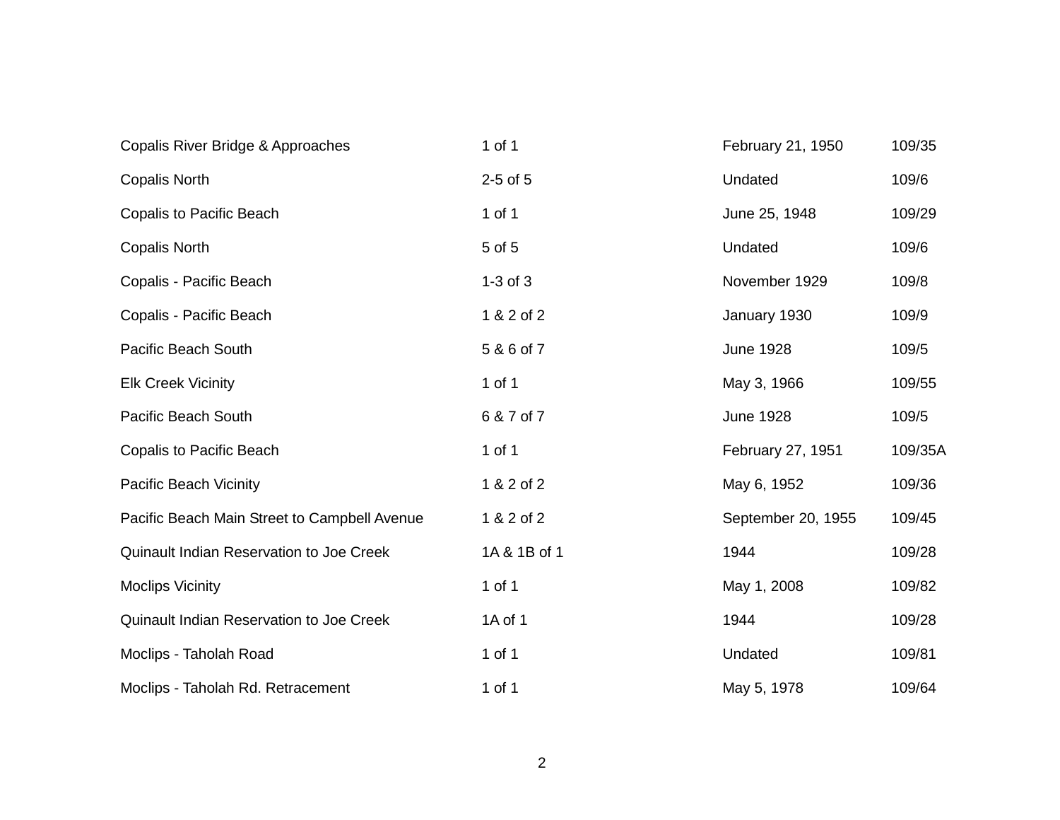| | | | |
|---|---|---|---|
| Copalis River Bridge & Approaches | 1 of 1 | February 21, 1950 | 109/35 |
| Copalis North | 2-5 of 5 | Undated | 109/6 |
| Copalis to Pacific Beach | 1 of 1 | June 25, 1948 | 109/29 |
| Copalis North | 5 of 5 | Undated | 109/6 |
| Copalis - Pacific Beach | 1-3 of 3 | November 1929 | 109/8 |
| Copalis - Pacific Beach | 1 & 2 of 2 | January 1930 | 109/9 |
| Pacific Beach South | 5 & 6 of 7 | June 1928 | 109/5 |
| Elk Creek Vicinity | 1 of 1 | May 3, 1966 | 109/55 |
| Pacific Beach South | 6 & 7 of 7 | June 1928 | 109/5 |
| Copalis to Pacific Beach | 1 of 1 | February 27, 1951 | 109/35A |
| Pacific Beach Vicinity | 1 & 2 of 2 | May 6, 1952 | 109/36 |
| Pacific Beach Main Street to Campbell Avenue | 1 & 2 of 2 | September 20, 1955 | 109/45 |
| Quinault Indian Reservation to Joe Creek | 1A & 1B of 1 | 1944 | 109/28 |
| Moclips Vicinity | 1 of 1 | May 1, 2008 | 109/82 |
| Quinault Indian Reservation to Joe Creek | 1A of 1 | 1944 | 109/28 |
| Moclips - Taholah Road | 1 of 1 | Undated | 109/81 |
| Moclips - Taholah Rd. Retracement | 1 of 1 | May 5, 1978 | 109/64 |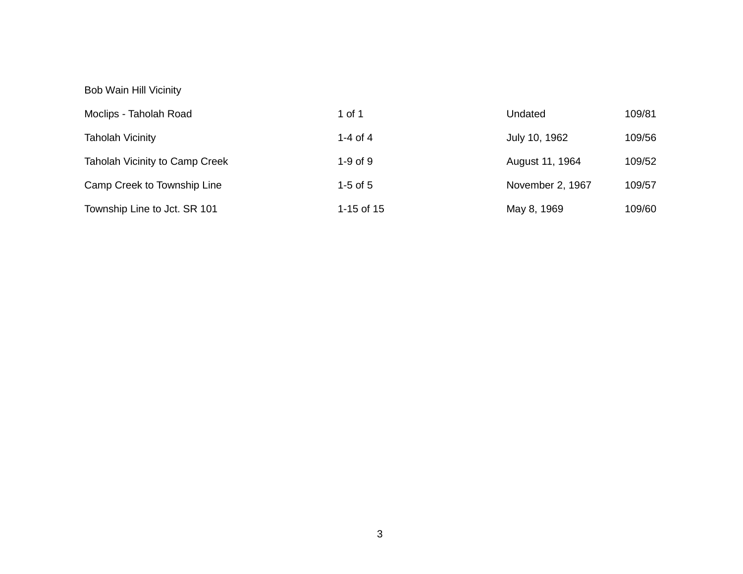| | | | |
|---|---|---|---|
| Bob Wain Hill Vicinity | | | |
| Moclips - Taholah Road | 1 of 1 | Undated | 109/81 |
| Taholah Vicinity | 1-4 of 4 | July 10, 1962 | 109/56 |
| Taholah Vicinity to Camp Creek | 1-9 of 9 | August 11, 1964 | 109/52 |
| Camp Creek to Township Line | 1-5 of 5 | November 2, 1967 | 109/57 |
| Township Line to Jct. SR 101 | 1-15 of 15 | May 8, 1969 | 109/60 |